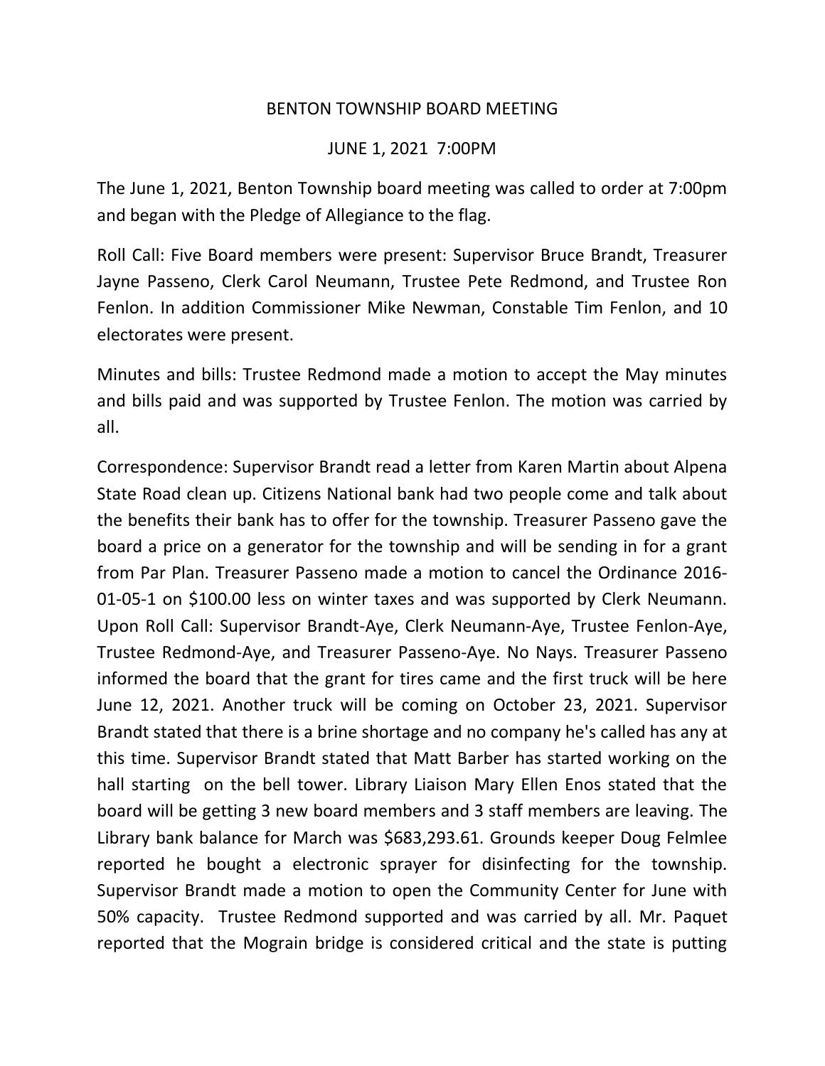# BENTON TOWNSHIP BOARD MEETING

## JUNE 1, 2021 7:00PM

The June 1, 2021, Benton Township board meeting was called to order at 7:00pm and began with the Pledge of Allegiance to the flag.

Roll Call: Five Board members were present: Supervisor Bruce Brandt, Treasurer Jayne Passeno, Clerk Carol Neumann, Trustee Pete Redmond, and Trustee Ron Fenlon. In addition Commissioner Mike Newman, Constable Tim Fenlon, and 10 electorates were present.

Minutes and bills: Trustee Redmond made a motion to accept the May minutes and bills paid and was supported by Trustee Fenlon. The motion was carried by all.

Correspondence: Supervisor Brandt read a letter from Karen Martin about Alpena State Road clean up. Citizens National bank had two people come and talk about the benefits their bank has to offer for the township. Treasurer Passeno gave the board a price on a generator for the township and will be sending in for a grant from Par Plan. Treasurer Passeno made a motion to cancel the Ordinance 2016-01-05-1 on $100.00 less on winter taxes and was supported by Clerk Neumann. Upon Roll Call: Supervisor Brandt-Aye, Clerk Neumann-Aye, Trustee Fenlon-Aye, Trustee Redmond-Aye, and Treasurer Passeno-Aye. No Nays. Treasurer Passeno informed the board that the grant for tires came and the first truck will be here June 12, 2021. Another truck will be coming on October 23, 2021. Supervisor Brandt stated that there is a brine shortage and no company he's called has any at this time. Supervisor Brandt stated that Matt Barber has started working on the hall starting on the bell tower. Library Liaison Mary Ellen Enos stated that the board will be getting 3 new board members and 3 staff members are leaving. The Library bank balance for March was $683,293.61. Grounds keeper Doug Felmlee reported he bought a electronic sprayer for disinfecting for the township. Supervisor Brandt made a motion to open the Community Center for June with 50% capacity. Trustee Redmond supported and was carried by all. Mr. Paquet reported that the Mograin bridge is considered critical and the state is putting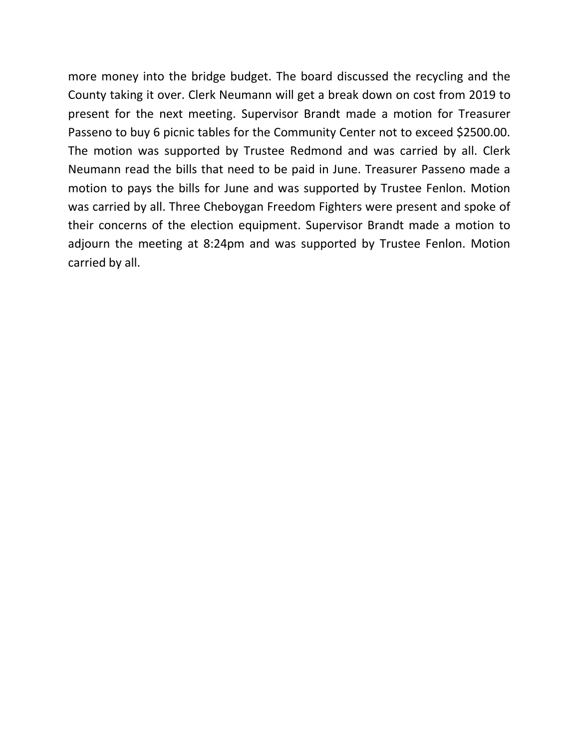more money into the bridge budget. The board discussed the recycling and the County taking it over. Clerk Neumann will get a break down on cost from 2019 to present for the next meeting. Supervisor Brandt made a motion for Treasurer Passeno to buy 6 picnic tables for the Community Center not to exceed $2500.00. The motion was supported by Trustee Redmond and was carried by all. Clerk Neumann read the bills that need to be paid in June. Treasurer Passeno made a motion to pays the bills for June and was supported by Trustee Fenlon. Motion was carried by all. Three Cheboygan Freedom Fighters were present and spoke of their concerns of the election equipment. Supervisor Brandt made a motion to adjourn the meeting at 8:24pm and was supported by Trustee Fenlon. Motion carried by all.